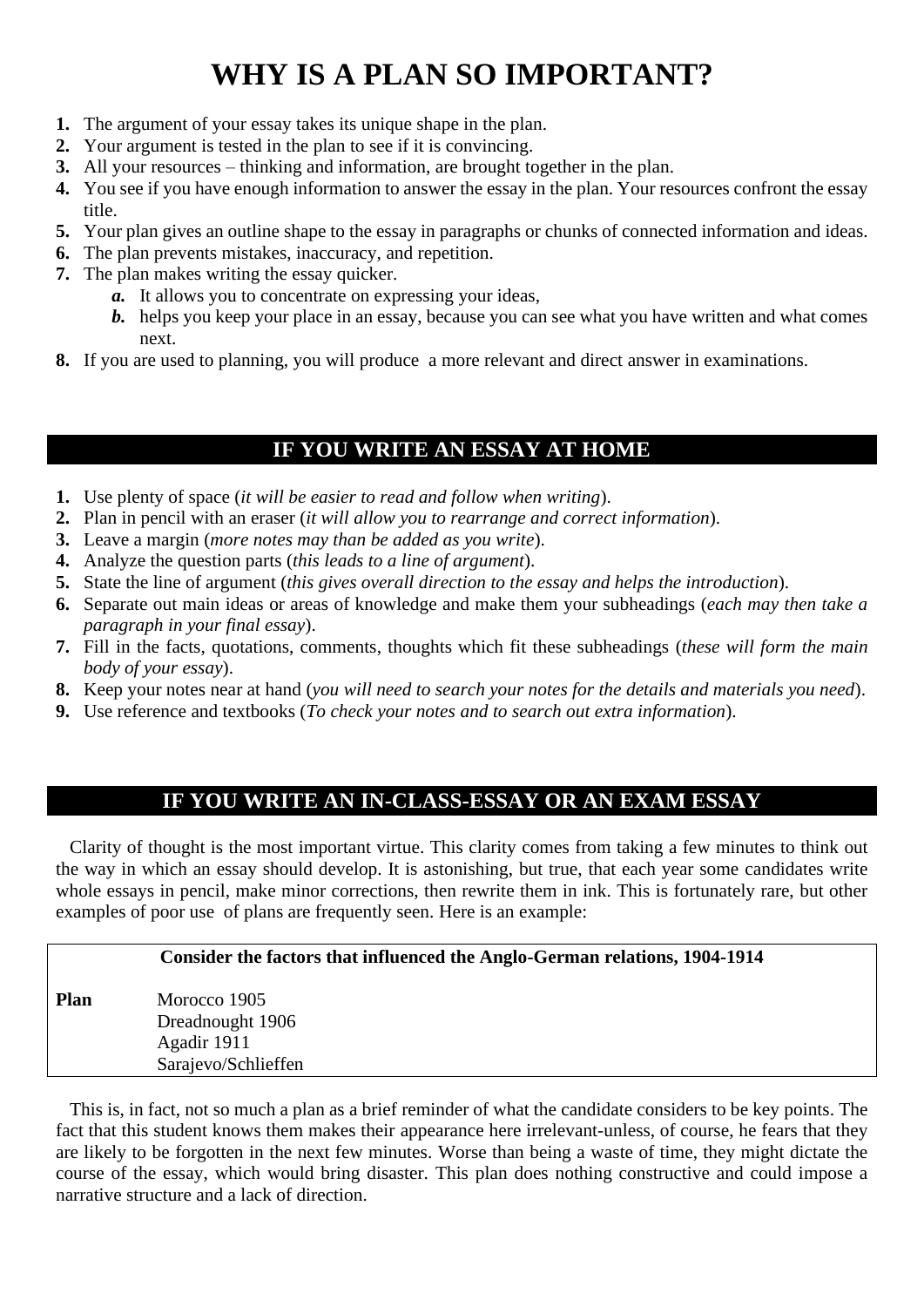# WHY IS A PLAN SO IMPORTANT?

1. The argument of your essay takes its unique shape in the plan.
2. Your argument is tested in the plan to see if it is convincing.
3. All your resources – thinking and information, are brought together in the plan.
4. You see if you have enough information to answer the essay in the plan. Your resources confront the essay title.
5. Your plan gives an outline shape to the essay in paragraphs or chunks of connected information and ideas.
6. The plan prevents mistakes, inaccuracy, and repetition.
7. The plan makes writing the essay quicker.
   - ***a.*** It allows you to concentrate on expressing your ideas,
   - ***b.*** helps you keep your place in an essay, because you can see what you have written and what comes next.
8. If you are used to planning, you will produce a more relevant and direct answer in examinations.

## IF YOU WRITE AN ESSAY AT HOME

1. Use plenty of space (*it will be easier to read and follow when writing*).
2. Plan in pencil with an eraser (*it will allow you to rearrange and correct information*).
3. Leave a margin (*more notes may than be added as you write*).
4. Analyze the question parts (*this leads to a line of argument*).
5. State the line of argument (*this gives overall direction to the essay and helps the introduction*).
6. Separate out main ideas or areas of knowledge and make them your subheadings (*each may then take a paragraph in your final essay*).
7. Fill in the facts, quotations, comments, thoughts which fit these subheadings (*these will form the main body of your essay*).
8. Keep your notes near at hand (*you will need to search your notes for the details and materials you need*).
9. Use reference and textbooks (*To check your notes and to search out extra information*).

## IF YOU WRITE AN IN-CLASS-ESSAY OR AN EXAM ESSAY

Clarity of thought is the most important virtue. This clarity comes from taking a few minutes to think out the way in which an essay should develop. It is astonishing, but true, that each year some candidates write whole essays in pencil, make minor corrections, then rewrite them in ink. This is fortunately rare, but other examples of poor use of plans are frequently seen. Here is an example:

**Consider the factors that influenced the Anglo-German relations, 1904-1914**

**Plan**
Morocco 1905
Dreadnought 1906
Agadir 1911
Sarajevo/Schlieffen

This is, in fact, not so much a plan as a brief reminder of what the candidate considers to be key points. The fact that this student knows them makes their appearance here irrelevant-unless, of course, he fears that they are likely to be forgotten in the next few minutes. Worse than being a waste of time, they might dictate the course of the essay, which would bring disaster. This plan does nothing constructive and could impose a narrative structure and a lack of direction.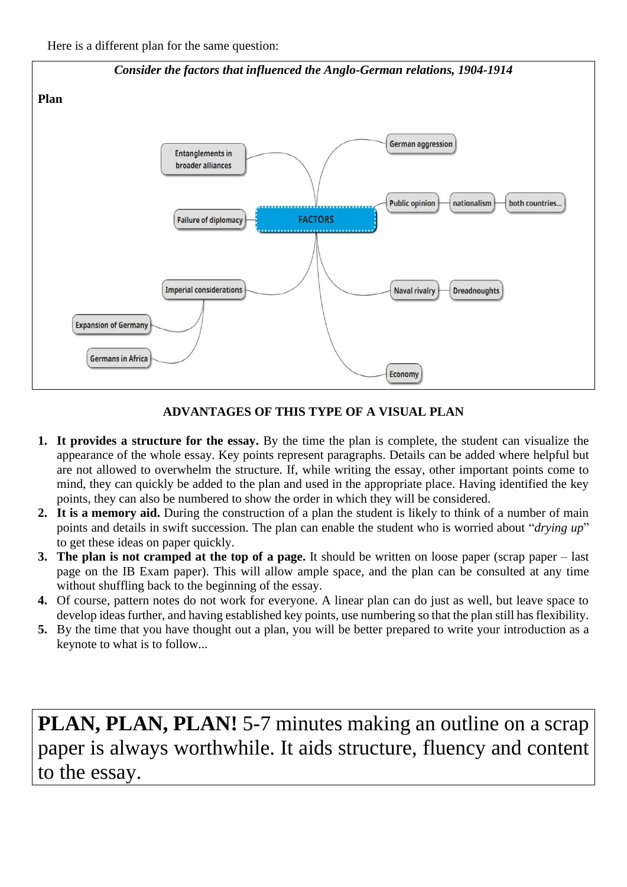Here is a different plan for the same question:

***Consider the factors that influenced the Anglo-German relations, 1904-1914***

**Plan**

FACTORS

Entanglements in broader alliances

Failure of diplomacy

Imperial considerations

Expansion of Germany

Germans in Africa

German aggression

Public opinion — nationalism — both countries...

Naval rivalry — Dreadnoughts

Economy

**ADVANTAGES OF THIS TYPE OF A VISUAL PLAN**

1. **It provides a structure for the essay.** By the time the plan is complete, the student can visualize the appearance of the whole essay. Key points represent paragraphs. Details can be added where helpful but are not allowed to overwhelm the structure. If, while writing the essay, other important points come to mind, they can quickly be added to the plan and used in the appropriate place. Having identified the key points, they can also be numbered to show the order in which they will be considered.
2. **It is a memory aid.** During the construction of a plan the student is likely to think of a number of main points and details in swift succession. The plan can enable the student who is worried about "*drying up*" to get these ideas on paper quickly.
3. **The plan is not cramped at the top of a page.** It should be written on loose paper (scrap paper – last page on the IB Exam paper). This will allow ample space, and the plan can be consulted at any time without shuffling back to the beginning of the essay.
4. Of course, pattern notes do not work for everyone. A linear plan can do just as well, but leave space to develop ideas further, and having established key points, use numbering so that the plan still has flexibility.
5. By the time that you have thought out a plan, you will be better prepared to write your introduction as a keynote to what is to follow...

**PLAN, PLAN, PLAN!** 5-7 minutes making an outline on a scrap paper is always worthwhile. It aids structure, fluency and content to the essay.